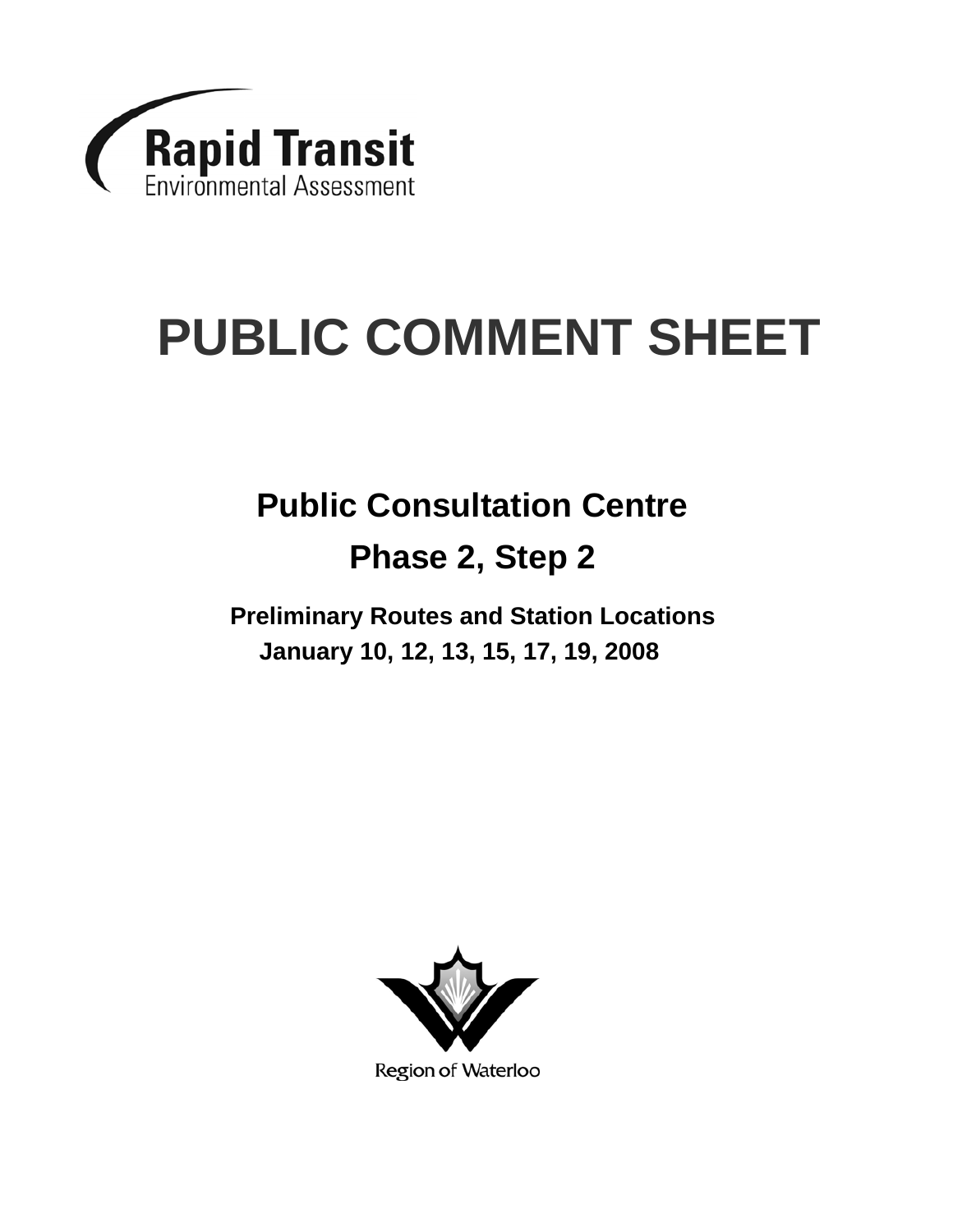**Rapid Transit**
Environmental Assessment

# PUBLIC COMMENT SHEET

## Public Consultation Centre

## Phase 2, Step 2

**Preliminary Routes and Station Locations**
**January 10, 12, 13, 15, 17, 19, 2008**

Region of Waterloo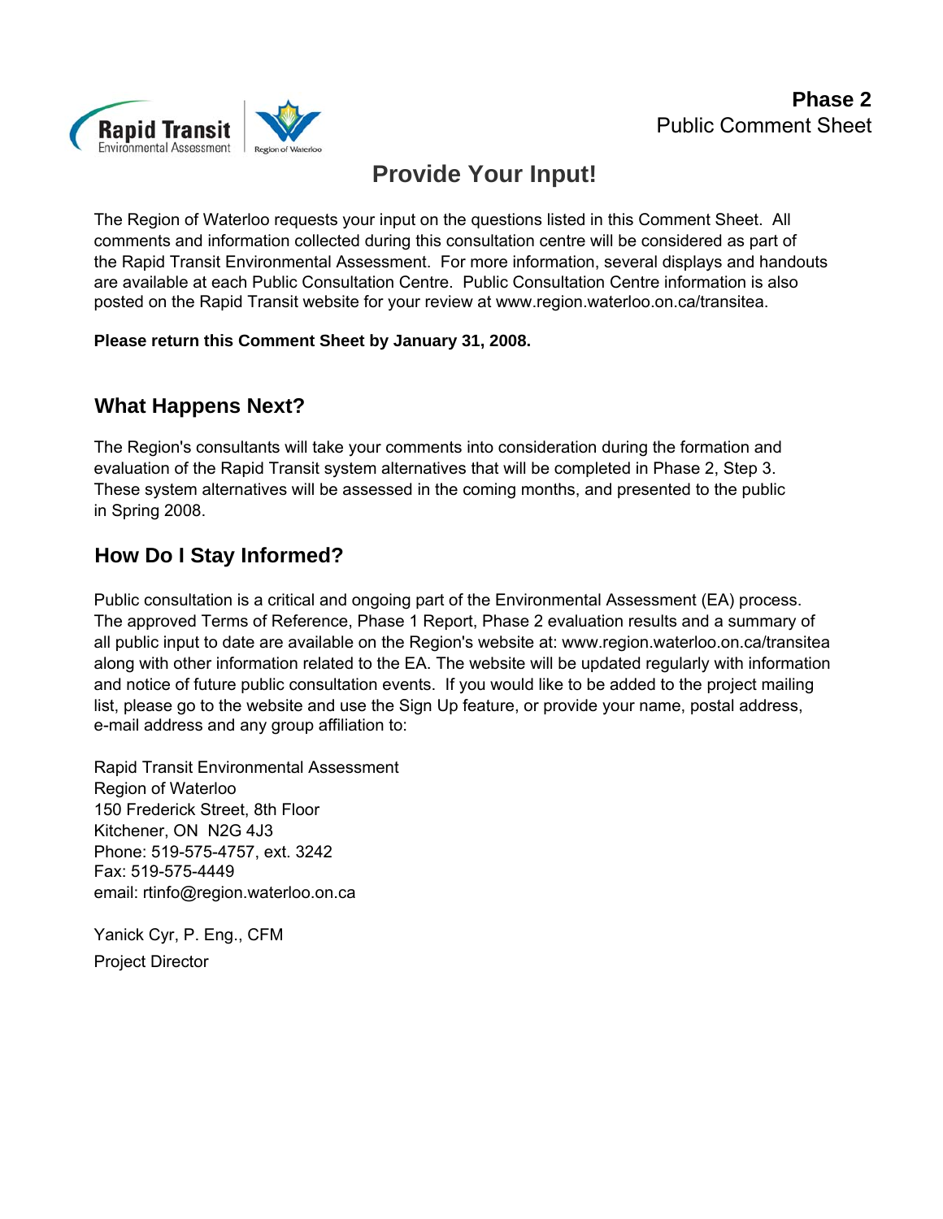**Phase 2**
Public Comment Sheet

# Provide Your Input!

The Region of Waterloo requests your input on the questions listed in this Comment Sheet. All comments and information collected during this consultation centre will be considered as part of the Rapid Transit Environmental Assessment. For more information, several displays and handouts are available at each Public Consultation Centre. Public Consultation Centre information is also posted on the Rapid Transit website for your review at www.region.waterloo.on.ca/transitea.

**Please return this Comment Sheet by January 31, 2008.**

## What Happens Next?

The Region's consultants will take your comments into consideration during the formation and evaluation of the Rapid Transit system alternatives that will be completed in Phase 2, Step 3. These system alternatives will be assessed in the coming months, and presented to the public in Spring 2008.

## How Do I Stay Informed?

Public consultation is a critical and ongoing part of the Environmental Assessment (EA) process. The approved Terms of Reference, Phase 1 Report, Phase 2 evaluation results and a summary of all public input to date are available on the Region's website at: www.region.waterloo.on.ca/transitea along with other information related to the EA. The website will be updated regularly with information and notice of future public consultation events. If you would like to be added to the project mailing list, please go to the website and use the Sign Up feature, or provide your name, postal address, e-mail address and any group affiliation to:

Rapid Transit Environmental Assessment
Region of Waterloo
150 Frederick Street, 8th Floor
Kitchener, ON N2G 4J3
Phone: 519-575-4757, ext. 3242
Fax: 519-575-4449
email: rtinfo@region.waterloo.on.ca

Yanick Cyr, P. Eng., CFM
Project Director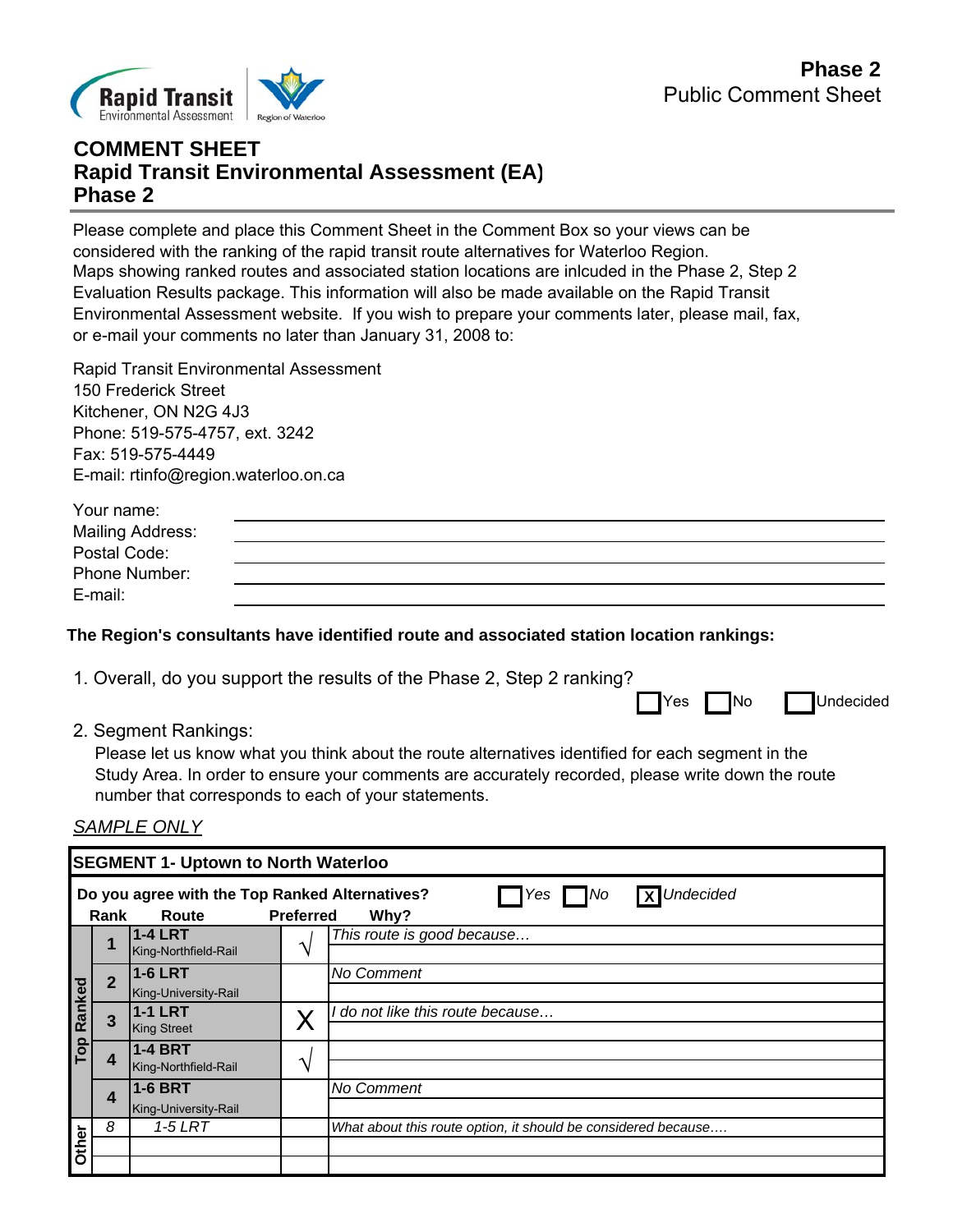Phase 2
Public Comment Sheet

# COMMENT SHEET
# Rapid Transit Environmental Assessment (EA)
# Phase 2

Please complete and place this Comment Sheet in the Comment Box so your views can be considered with the ranking of the rapid transit route alternatives for Waterloo Region. Maps showing ranked routes and associated station locations are inlcuded in the Phase 2, Step 2 Evaluation Results package. This information will also be made available on the Rapid Transit Environmental Assessment website. If you wish to prepare your comments later, please mail, fax, or e-mail your comments no later than January 31, 2008 to:

Rapid Transit Environmental Assessment
150 Frederick Street
Kitchener, ON N2G 4J3
Phone: 519-575-4757, ext. 3242
Fax: 519-575-4449
E-mail: rtinfo@region.waterloo.on.ca

Your name: ____________________
Mailing Address: ____________________
Postal Code: ____________________
Phone Number: ____________________
E-mail: ____________________

**The Region's consultants have identified route and associated station location rankings:**

1. Overall, do you support the results of the Phase 2, Step 2 ranking?

☐ Yes ☐ No ☐ Undecided

2. Segment Rankings:

Please let us know what you think about the route alternatives identified for each segment in the Study Area. In order to ensure your comments are accurately recorded, please write down the route number that corresponds to each of your statements.

*SAMPLE ONLY*

**SEGMENT 1- Uptown to North Waterloo**

**Do you agree with the Top Ranked Alternatives?** ☐ *Yes* ☐ *No* ☒ *Undecided*

| | Rank | Route | Preferred | Why? |
|---|---|---|---|---|
| Top Ranked | 1 | **1-4 LRT** King-Northfield-Rail | √ | *This route is good because…* |
| Top Ranked | 2 | **1-6 LRT** King-University-Rail | | *No Comment* |
| Top Ranked | 3 | **1-1 LRT** King Street | X | *I do not like this route because…* |
| Top Ranked | 4 | **1-4 BRT** King-Northfield-Rail | √ | |
| Top Ranked | 4 | **1-6 BRT** King-University-Rail | | *No Comment* |
| Other | *8* | *1-5 LRT* | | *What about this route option, it should be considered because….* |
| Other | | | | |
| Other | | | | |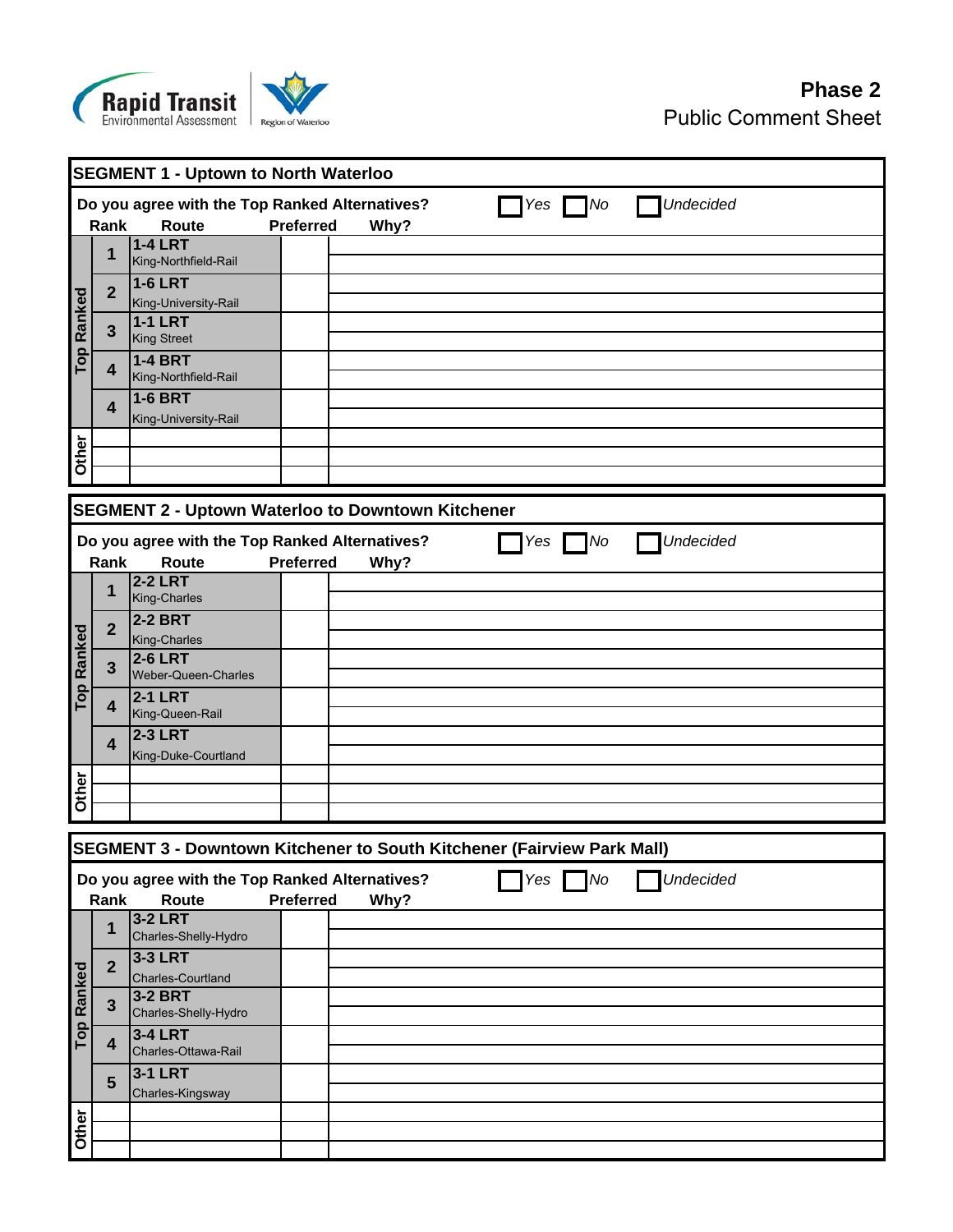Rapid Transit Environmental Assessment | Region of Waterloo

# Phase 2

## Public Comment Sheet

### SEGMENT 1 - Uptown to North Waterloo

**Do you agree with the Top Ranked Alternatives?** ☐ *Yes* ☐ *No* ☐ *Undecided*

| | Rank | Route | Preferred | Why? |
|---|---|---|---|---|
| Top Ranked | 1 | **1-4 LRT** King-Northfield-Rail | | |
| | 2 | **1-6 LRT** King-University-Rail | | |
| | 3 | **1-1 LRT** King Street | | |
| | 4 | **1-4 BRT** King-Northfield-Rail | | |
| | 4 | **1-6 BRT** King-University-Rail | | |
| Other | | | | |
| | | | | |
| | | | | |

### SEGMENT 2 - Uptown Waterloo to Downtown Kitchener

**Do you agree with the Top Ranked Alternatives?** ☐ *Yes* ☐ *No* ☐ *Undecided*

| | Rank | Route | Preferred | Why? |
|---|---|---|---|---|
| Top Ranked | 1 | **2-2 LRT** King-Charles | | |
| | 2 | **2-2 BRT** King-Charles | | |
| | 3 | **2-6 LRT** Weber-Queen-Charles | | |
| | 4 | **2-1 LRT** King-Queen-Rail | | |
| | 4 | **2-3 LRT** King-Duke-Courtland | | |
| Other | | | | |
| | | | | |
| | | | | |

### SEGMENT 3 - Downtown Kitchener to South Kitchener (Fairview Park Mall)

**Do you agree with the Top Ranked Alternatives?** ☐ *Yes* ☐ *No* ☐ *Undecided*

| | Rank | Route | Preferred | Why? |
|---|---|---|---|---|
| Top Ranked | 1 | **3-2 LRT** Charles-Shelly-Hydro | | |
| | 2 | **3-3 LRT** Charles-Courtland | | |
| | 3 | **3-2 BRT** Charles-Shelly-Hydro | | |
| | 4 | **3-4 LRT** Charles-Ottawa-Rail | | |
| | 5 | **3-1 LRT** Charles-Kingsway | | |
| Other | | | | |
| | | | | |
| | | | | |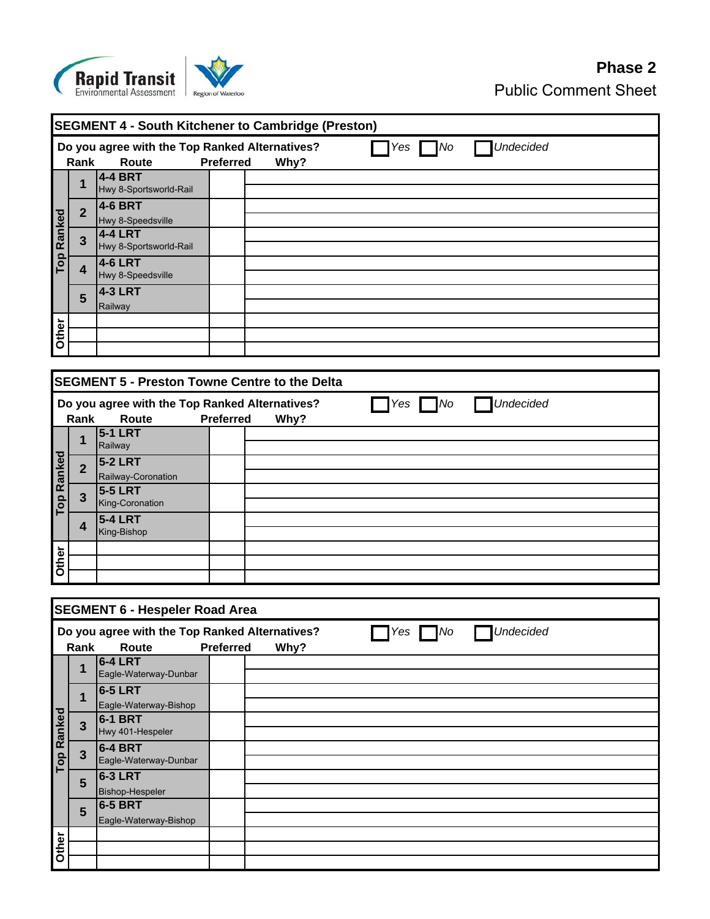Rapid Transit Environmental Assessment

Region of Waterloo

**Phase 2**

Public Comment Sheet

## SEGMENT 4 - South Kitchener to Cambridge (Preston)

**Do you agree with the Top Ranked Alternatives?** ☐ *Yes* ☐ *No* ☐ *Undecided*

| | Rank | Route | Preferred | Why? |
|---|---|---|---|---|
| Top Ranked | 1 | **4-4 BRT** Hwy 8-Sportsworld-Rail | | |
| | 2 | **4-6 BRT** Hwy 8-Speedsville | | |
| | 3 | **4-4 LRT** Hwy 8-Sportsworld-Rail | | |
| | 4 | **4-6 LRT** Hwy 8-Speedsville | | |
| | 5 | **4-3 LRT** Railway | | |
| Other | | | | |
| | | | | |
| | | | | |

## SEGMENT 5 - Preston Towne Centre to the Delta

**Do you agree with the Top Ranked Alternatives?** ☐ *Yes* ☐ *No* ☐ *Undecided*

| | Rank | Route | Preferred | Why? |
|---|---|---|---|---|
| Top Ranked | 1 | **5-1 LRT** Railway | | |
| | 2 | **5-2 LRT** Railway-Coronation | | |
| | 3 | **5-5 LRT** King-Coronation | | |
| | 4 | **5-4 LRT** King-Bishop | | |
| Other | | | | |
| | | | | |
| | | | | |

## SEGMENT 6 - Hespeler Road Area

**Do you agree with the Top Ranked Alternatives?** ☐ *Yes* ☐ *No* ☐ *Undecided*

| | Rank | Route | Preferred | Why? |
|---|---|---|---|---|
| Top Ranked | 1 | **6-4 LRT** Eagle-Waterway-Dunbar | | |
| | 1 | **6-5 LRT** Eagle-Waterway-Bishop | | |
| | 3 | **6-1 BRT** Hwy 401-Hespeler | | |
| | 3 | **6-4 BRT** Eagle-Waterway-Dunbar | | |
| | 5 | **6-3 LRT** Bishop-Hespeler | | |
| | 5 | **6-5 BRT** Eagle-Waterway-Bishop | | |
| Other | | | | |
| | | | | |
| | | | | |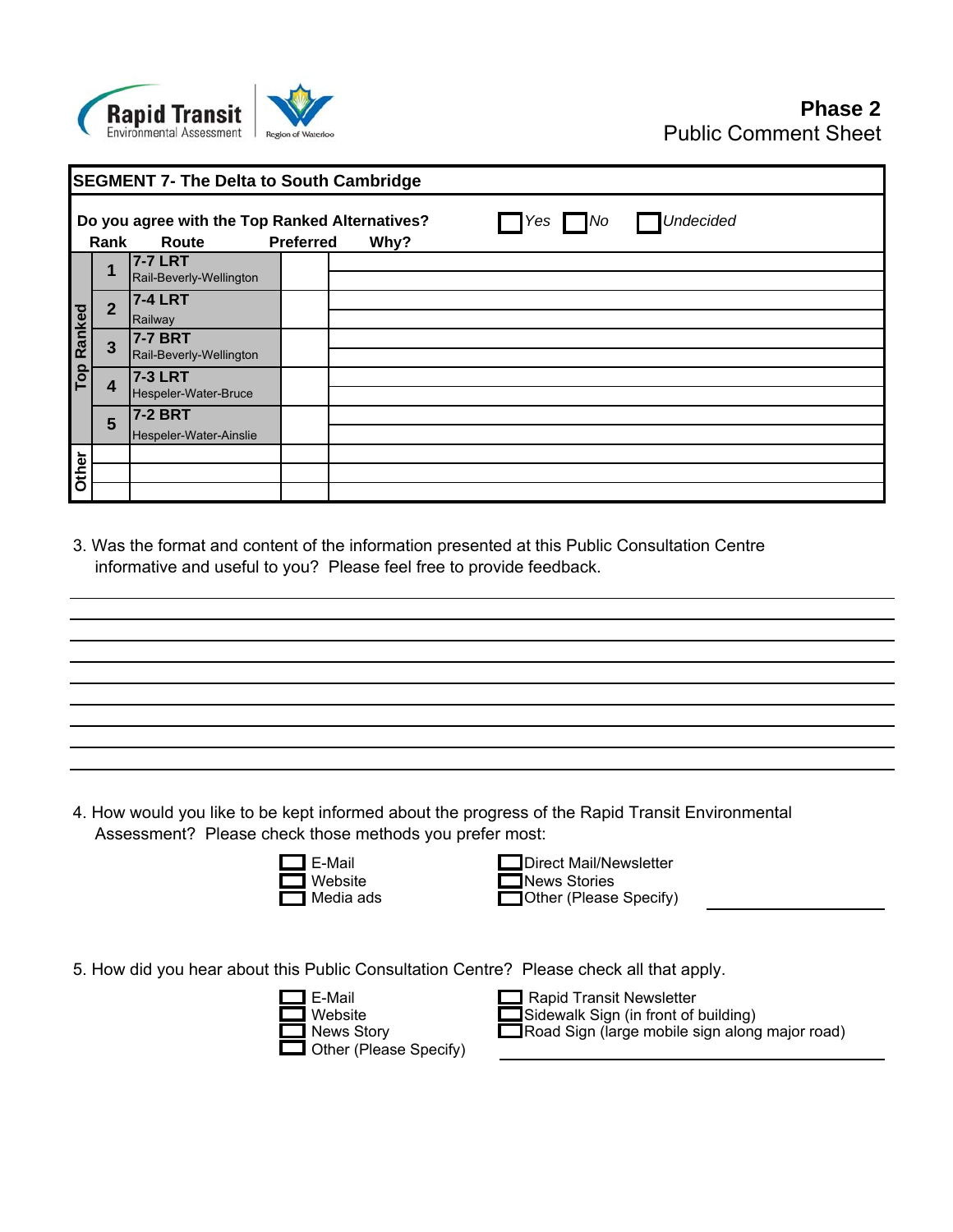Rapid Transit Environmental Assessment | Region of Waterloo

**Phase 2**
Public Comment Sheet

## SEGMENT 7- The Delta to South Cambridge

**Do you agree with the Top Ranked Alternatives?** ☐ *Yes* ☐ *No* ☐ *Undecided*

| | Rank | Route | Preferred | Why? |
|---|---|---|---|---|
| Top Ranked | 1 | **7-7 LRT** Rail-Beverly-Wellington | | |
| | 2 | **7-4 LRT** Railway | | |
| | 3 | **7-7 BRT** Rail-Beverly-Wellington | | |
| | 4 | **7-3 LRT** Hespeler-Water-Bruce | | |
| | 5 | **7-2 BRT** Hespeler-Water-Ainslie | | |
| Other | | | | |
| | | | | |
| | | | | |

3. Was the format and content of the information presented at this Public Consultation Centre informative and useful to you? Please feel free to provide feedback.

4. How would you like to be kept informed about the progress of the Rapid Transit Environmental Assessment? Please check those methods you prefer most:

- ☐ E-Mail
- ☐ Website
- ☐ Media ads
- ☐ Direct Mail/Newsletter
- ☐ News Stories
- ☐ Other (Please Specify) ______________

5. How did you hear about this Public Consultation Centre? Please check all that apply.

- ☐ E-Mail
- ☐ Website
- ☐ News Story
- ☐ Other (Please Specify)
- ☐ Rapid Transit Newsletter
- ☐ Sidewalk Sign (in front of building)
- ☐ Road Sign (large mobile sign along major road)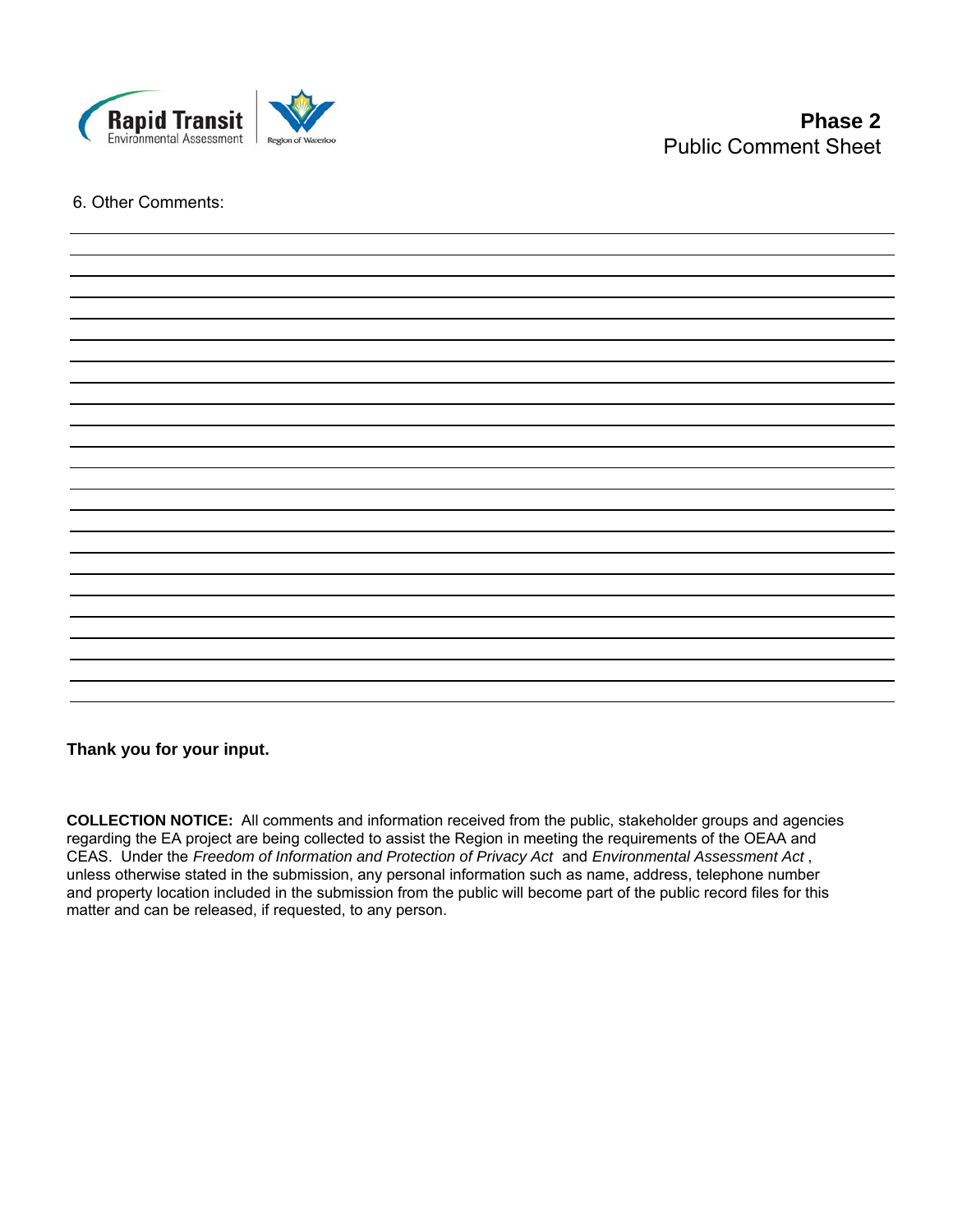**Phase 2**
Public Comment Sheet

6. Other Comments:

**Thank you for your input.**

**COLLECTION NOTICE:** All comments and information received from the public, stakeholder groups and agencies regarding the EA project are being collected to assist the Region in meeting the requirements of the OEAA and CEAS. Under the *Freedom of Information and Protection of Privacy Act* and *Environmental Assessment Act* , unless otherwise stated in the submission, any personal information such as name, address, telephone number and property location included in the submission from the public will become part of the public record files for this matter and can be released, if requested, to any person.